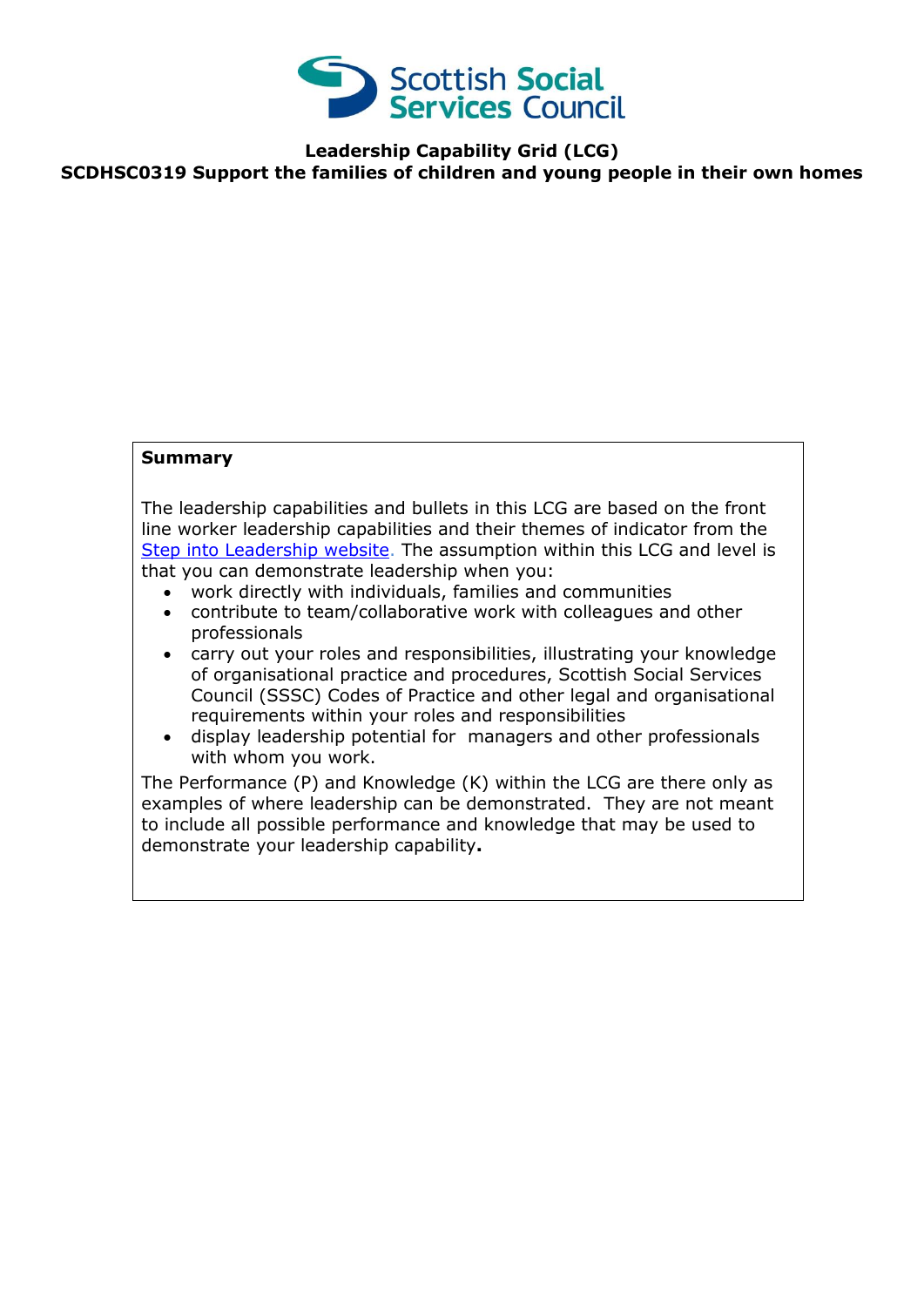# Leadership Capability Grid (LCG)

## SCDHSC0319 Support the families of children and young people in their own homes

**Summary**

The leadership capabilities and bullets in this LCG are based on the front line worker leadership capabilities and their themes of indicator from the Step into Leadership website. The assumption within this LCG and level is that you can demonstrate leadership when you:

- work directly with individuals, families and communities
- contribute to team/collaborative work with colleagues and other professionals
- carry out your roles and responsibilities, illustrating your knowledge of organisational practice and procedures, Scottish Social Services Council (SSSC) Codes of Practice and other legal and organisational requirements within your roles and responsibilities
- display leadership potential for managers and other professionals with whom you work.

The Performance (P) and Knowledge (K) within the LCG are there only as examples of where leadership can be demonstrated. They are not meant to include all possible performance and knowledge that may be used to demonstrate your leadership capability**.**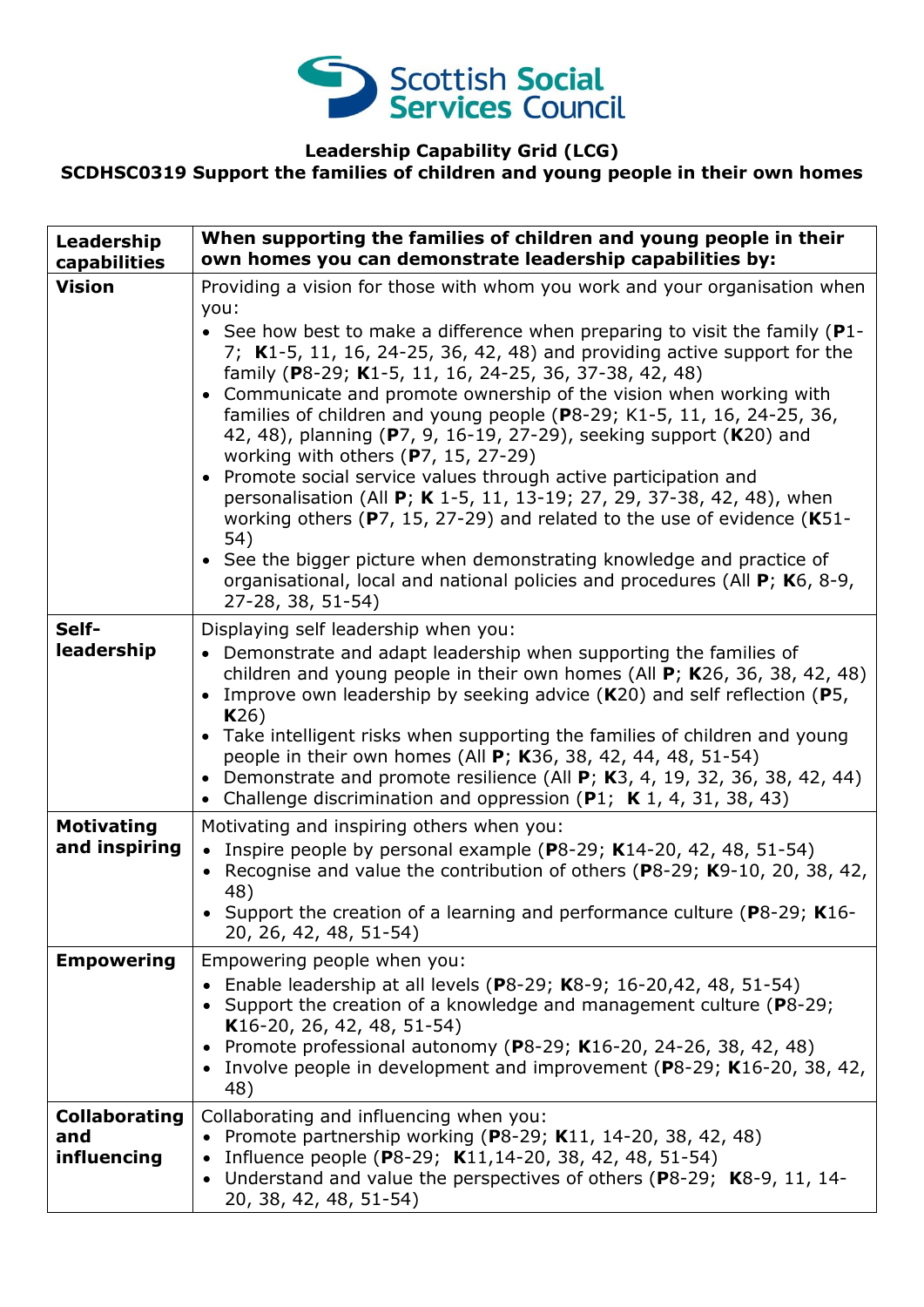**Leadership Capability Grid (LCG)**
**SCDHSC0319 Support the families of children and young people in their own homes**

| Leadership capabilities | When supporting the families of children and young people in their own homes you can demonstrate leadership capabilities by: |
|---|---|
| **Vision** | Providing a vision for those with whom you work and your organisation when you:<br>• See how best to make a difference when preparing to visit the family (**P**1-7; **K**1-5, 11, 16, 24-25, 36, 42, 48) and providing active support for the family (**P**8-29; **K**1-5, 11, 16, 24-25, 36, 37-38, 42, 48)<br>• Communicate and promote ownership of the vision when working with families of children and young people (**P**8-29; K1-5, 11, 16, 24-25, 36, 42, 48), planning (**P**7, 9, 16-19, 27-29), seeking support (**K**20) and working with others (**P**7, 15, 27-29)<br>• Promote social service values through active participation and personalisation (All **P**; **K** 1-5, 11, 13-19; 27, 29, 37-38, 42, 48), when working others (**P**7, 15, 27-29) and related to the use of evidence (**K**51-54)<br>• See the bigger picture when demonstrating knowledge and practice of organisational, local and national policies and procedures (All **P**; **K**6, 8-9, 27-28, 38, 51-54) |
| **Self-leadership** | Displaying self leadership when you:<br>• Demonstrate and adapt leadership when supporting the families of children and young people in their own homes (All **P**; **K**26, 36, 38, 42, 48)<br>• Improve own leadership by seeking advice (**K**20) and self reflection (**P**5, **K**26)<br>• Take intelligent risks when supporting the families of children and young people in their own homes (All **P**; **K**36, 38, 42, 44, 48, 51-54)<br>• Demonstrate and promote resilience (All **P**; **K**3, 4, 19, 32, 36, 38, 42, 44)<br>• Challenge discrimination and oppression (**P**1; **K** 1, 4, 31, 38, 43) |
| **Motivating and inspiring** | Motivating and inspiring others when you:<br>• Inspire people by personal example (**P**8-29; **K**14-20, 42, 48, 51-54)<br>• Recognise and value the contribution of others (**P**8-29; **K**9-10, 20, 38, 42, 48)<br>• Support the creation of a learning and performance culture (**P**8-29; **K**16-20, 26, 42, 48, 51-54) |
| **Empowering** | Empowering people when you:<br>• Enable leadership at all levels (**P**8-29; **K**8-9; 16-20,42, 48, 51-54)<br>• Support the creation of a knowledge and management culture (**P**8-29; **K**16-20, 26, 42, 48, 51-54)<br>• Promote professional autonomy (**P**8-29; **K**16-20, 24-26, 38, 42, 48)<br>• Involve people in development and improvement (**P**8-29; **K**16-20, 38, 42, 48) |
| **Collaborating and influencing** | Collaborating and influencing when you:<br>• Promote partnership working (**P**8-29; **K**11, 14-20, 38, 42, 48)<br>• Influence people (**P**8-29; **K**11,14-20, 38, 42, 48, 51-54)<br>• Understand and value the perspectives of others (**P**8-29; **K**8-9, 11, 14-20, 38, 42, 48, 51-54) |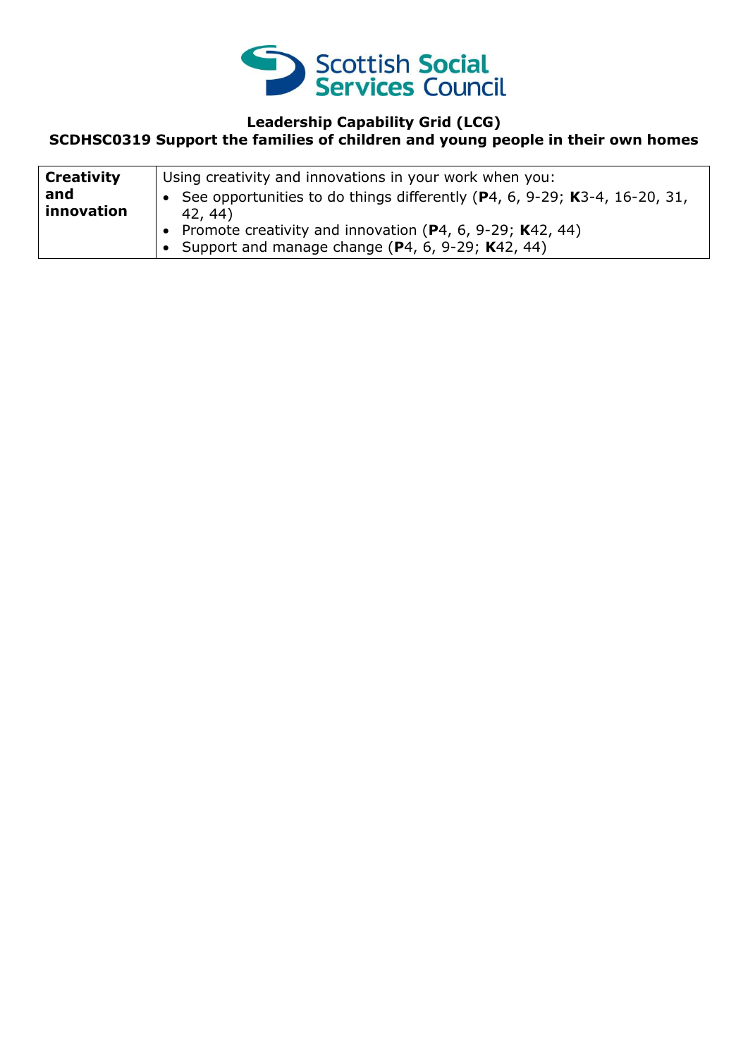**Leadership Capability Grid (LCG)**
**SCDHSC0319 Support the families of children and young people in their own homes**

| | |
|---|---|
| **Creativity and innovation** | Using creativity and innovations in your work when you:<br>• See opportunities to do things differently (**P**4, 6, 9-29; **K**3-4, 16-20, 31, 42, 44)<br>• Promote creativity and innovation (**P**4, 6, 9-29; **K**42, 44)<br>• Support and manage change (**P**4, 6, 9-29; **K**42, 44) |